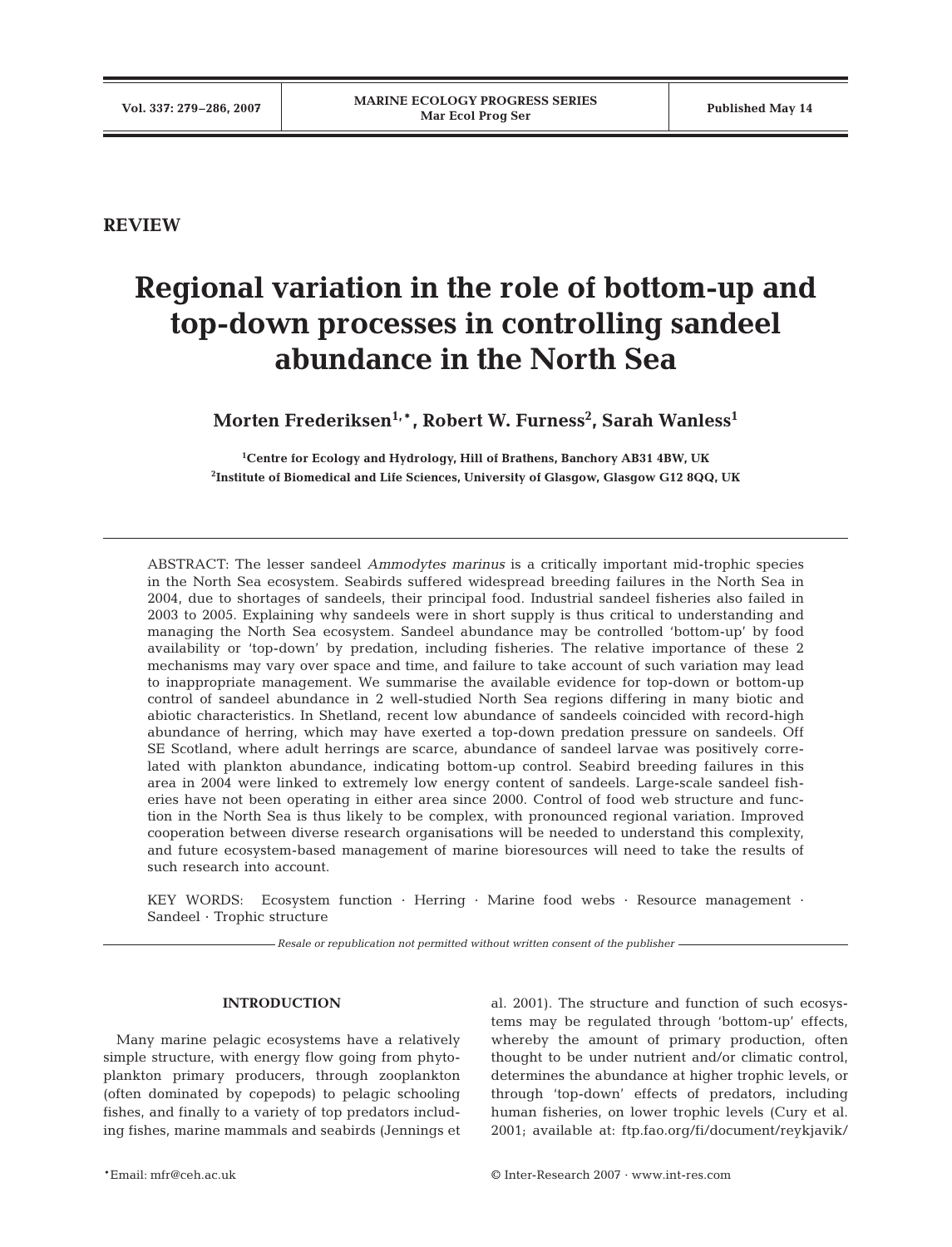REVIEW

# Regional variation in the role of bottom-up and top-down processes in controlling sandeel abundance in the North Sea

**Morten Frederiksen[1,*], Robert W. Furness[2], Sarah Wanless[1]**

[1]Centre for Ecology and Hydrology, Hill of Brathens, Banchory AB31 4BW, UK
[2]Institute of Biomedical and Life Sciences, University of Glasgow, Glasgow G12 8QQ, UK

ABSTRACT: The lesser sandeel *Ammodytes marinus* is a critically important mid-trophic species in the North Sea ecosystem. Seabirds suffered widespread breeding failures in the North Sea in 2004, due to shortages of sandeels, their principal food. Industrial sandeel fisheries also failed in 2003 to 2005. Explaining why sandeels were in short supply is thus critical to understanding and managing the North Sea ecosystem. Sandeel abundance may be controlled 'bottom-up' by food availability or 'top-down' by predation, including fisheries. The relative importance of these 2 mechanisms may vary over space and time, and failure to take account of such variation may lead to inappropriate management. We summarise the available evidence for top-down or bottom-up control of sandeel abundance in 2 well-studied North Sea regions differing in many biotic and abiotic characteristics. In Shetland, recent low abundance of sandeels coincided with record-high abundance of herring, which may have exerted a top-down predation pressure on sandeels. Off SE Scotland, where adult herrings are scarce, abundance of sandeel larvae was positively correlated with plankton abundance, indicating bottom-up control. Seabird breeding failures in this area in 2004 were linked to extremely low energy content of sandeels. Large-scale sandeel fisheries have not been operating in either area since 2000. Control of food web structure and function in the North Sea is thus likely to be complex, with pronounced regional variation. Improved cooperation between diverse research organisations will be needed to understand this complexity, and future ecosystem-based management of marine bioresources will need to take the results of such research into account.

KEY WORDS: Ecosystem function · Herring · Marine food webs · Resource management · Sandeel · Trophic structure

*Resale or republication not permitted without written consent of the publisher*

## INTRODUCTION

Many marine pelagic ecosystems have a relatively simple structure, with energy flow going from phytoplankton primary producers, through zooplankton (often dominated by copepods) to pelagic schooling fishes, and finally to a variety of top predators including fishes, marine mammals and seabirds (Jennings et al. 2001). The structure and function of such ecosystems may be regulated through 'bottom-up' effects, whereby the amount of primary production, often thought to be under nutrient and/or climatic control, determines the abundance at higher trophic levels, or through 'top-down' effects of predators, including human fisheries, on lower trophic levels (Cury et al. 2001; available at: ftp.fao.org/fi/document/reykjavik/

*Email: mfr@ceh.ac.uk

© Inter-Research 2007 · www.int-res.com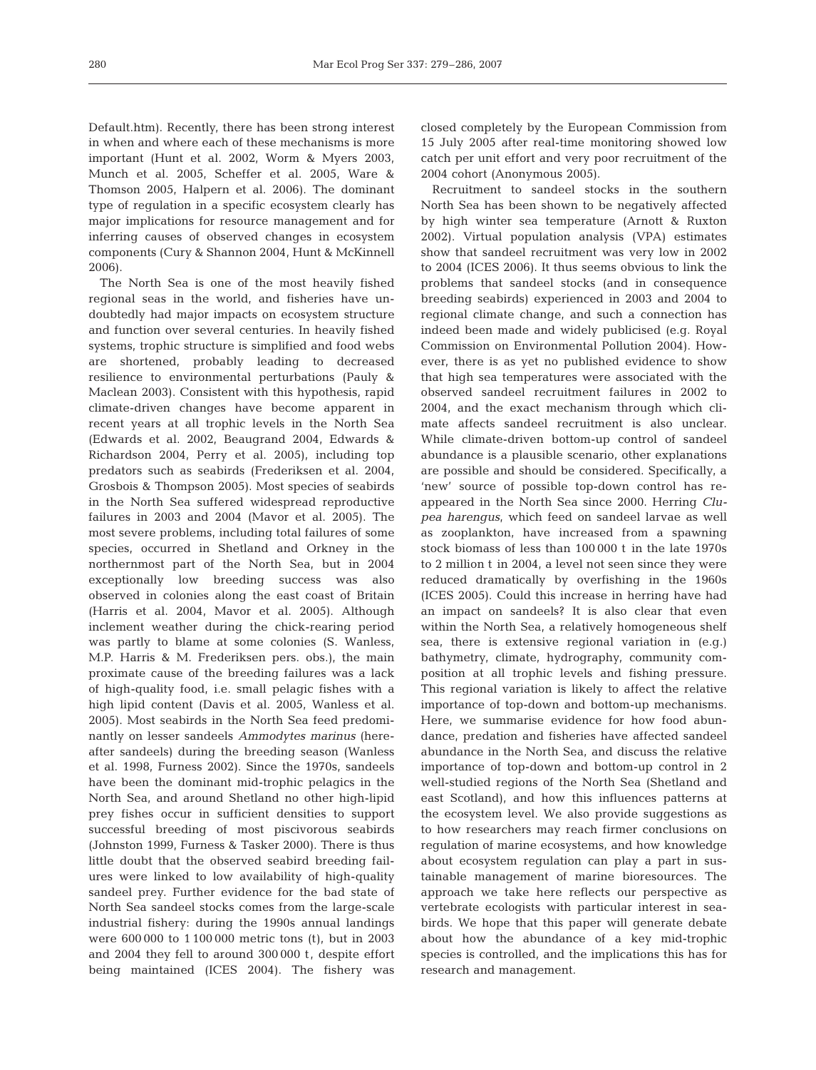Default.htm). Recently, there has been strong interest in when and where each of these mechanisms is more important (Hunt et al. 2002, Worm & Myers 2003, Munch et al. 2005, Scheffer et al. 2005, Ware & Thomson 2005, Halpern et al. 2006). The dominant type of regulation in a specific ecosystem clearly has major implications for resource management and for inferring causes of observed changes in ecosystem components (Cury & Shannon 2004, Hunt & McKinnell 2006).

The North Sea is one of the most heavily fished regional seas in the world, and fisheries have undoubtedly had major impacts on ecosystem structure and function over several centuries. In heavily fished systems, trophic structure is simplified and food webs are shortened, probably leading to decreased resilience to environmental perturbations (Pauly & Maclean 2003). Consistent with this hypothesis, rapid climate-driven changes have become apparent in recent years at all trophic levels in the North Sea (Edwards et al. 2002, Beaugrand 2004, Edwards & Richardson 2004, Perry et al. 2005), including top predators such as seabirds (Frederiksen et al. 2004, Grosbois & Thompson 2005). Most species of seabirds in the North Sea suffered widespread reproductive failures in 2003 and 2004 (Mavor et al. 2005). The most severe problems, including total failures of some species, occurred in Shetland and Orkney in the northernmost part of the North Sea, but in 2004 exceptionally low breeding success was also observed in colonies along the east coast of Britain (Harris et al. 2004, Mavor et al. 2005). Although inclement weather during the chick-rearing period was partly to blame at some colonies (S. Wanless, M.P. Harris & M. Frederiksen pers. obs.), the main proximate cause of the breeding failures was a lack of high-quality food, i.e. small pelagic fishes with a high lipid content (Davis et al. 2005, Wanless et al. 2005). Most seabirds in the North Sea feed predominantly on lesser sandeels *Ammodytes marinus* (hereafter sandeels) during the breeding season (Wanless et al. 1998, Furness 2002). Since the 1970s, sandeels have been the dominant mid-trophic pelagics in the North Sea, and around Shetland no other high-lipid prey fishes occur in sufficient densities to support successful breeding of most piscivorous seabirds (Johnston 1999, Furness & Tasker 2000). There is thus little doubt that the observed seabird breeding failures were linked to low availability of high-quality sandeel prey. Further evidence for the bad state of North Sea sandeel stocks comes from the large-scale industrial fishery: during the 1990s annual landings were 600 000 to 1 100 000 metric tons (t), but in 2003 and 2004 they fell to around 300 000 t, despite effort being maintained (ICES 2004). The fishery was closed completely by the European Commission from 15 July 2005 after real-time monitoring showed low catch per unit effort and very poor recruitment of the 2004 cohort (Anonymous 2005).

Recruitment to sandeel stocks in the southern North Sea has been shown to be negatively affected by high winter sea temperature (Arnott & Ruxton 2002). Virtual population analysis (VPA) estimates show that sandeel recruitment was very low in 2002 to 2004 (ICES 2006). It thus seems obvious to link the problems that sandeel stocks (and in consequence breeding seabirds) experienced in 2003 and 2004 to regional climate change, and such a connection has indeed been made and widely publicised (e.g. Royal Commission on Environmental Pollution 2004). However, there is as yet no published evidence to show that high sea temperatures were associated with the observed sandeel recruitment failures in 2002 to 2004, and the exact mechanism through which climate affects sandeel recruitment is also unclear. While climate-driven bottom-up control of sandeel abundance is a plausible scenario, other explanations are possible and should be considered. Specifically, a 'new' source of possible top-down control has reappeared in the North Sea since 2000. Herring *Clupea harengus*, which feed on sandeel larvae as well as zooplankton, have increased from a spawning stock biomass of less than 100 000 t in the late 1970s to 2 million t in 2004, a level not seen since they were reduced dramatically by overfishing in the 1960s (ICES 2005). Could this increase in herring have had an impact on sandeels? It is also clear that even within the North Sea, a relatively homogeneous shelf sea, there is extensive regional variation in (e.g.) bathymetry, climate, hydrography, community composition at all trophic levels and fishing pressure. This regional variation is likely to affect the relative importance of top-down and bottom-up mechanisms. Here, we summarise evidence for how food abundance, predation and fisheries have affected sandeel abundance in the North Sea, and discuss the relative importance of top-down and bottom-up control in 2 well-studied regions of the North Sea (Shetland and east Scotland), and how this influences patterns at the ecosystem level. We also provide suggestions as to how researchers may reach firmer conclusions on regulation of marine ecosystems, and how knowledge about ecosystem regulation can play a part in sustainable management of marine bioresources. The approach we take here reflects our perspective as vertebrate ecologists with particular interest in seabirds. We hope that this paper will generate debate about how the abundance of a key mid-trophic species is controlled, and the implications this has for research and management.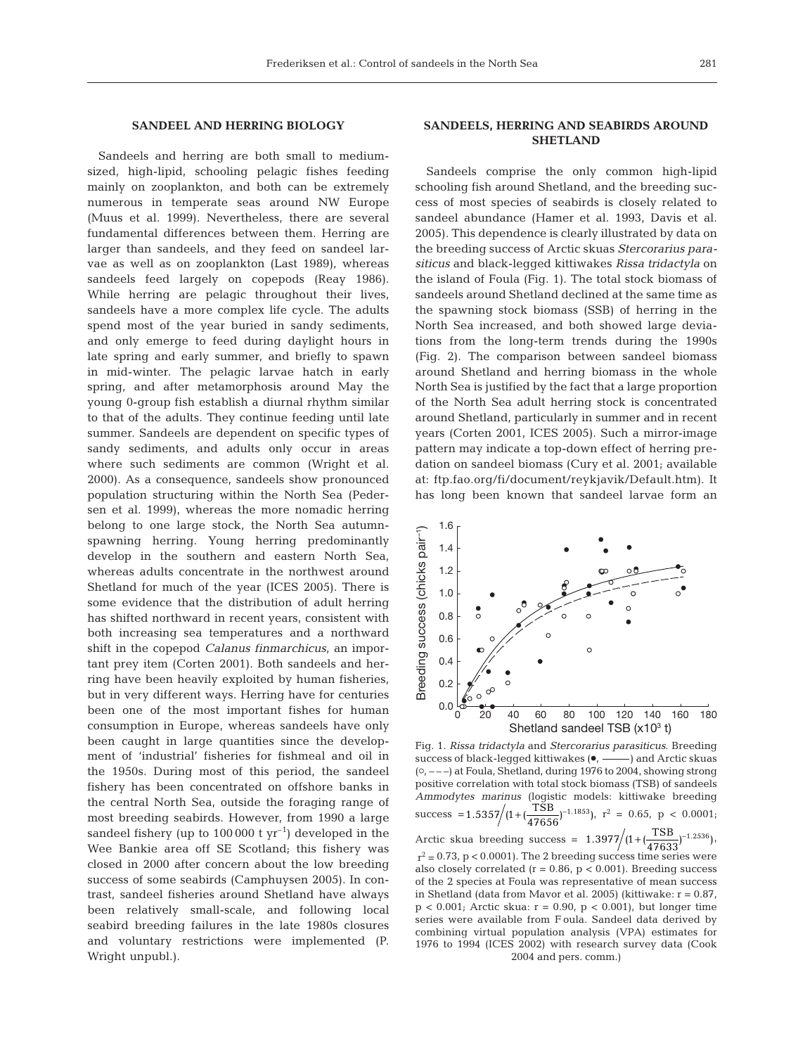## SANDEEL AND HERRING BIOLOGY

Sandeels and herring are both small to medium-sized, high-lipid, schooling pelagic fishes feeding mainly on zooplankton, and both can be extremely numerous in temperate seas around NW Europe (Muus et al. 1999). Nevertheless, there are several fundamental differences between them. Herring are larger than sandeels, and they feed on sandeel larvae as well as on zooplankton (Last 1989), whereas sandeels feed largely on copepods (Reay 1986). While herring are pelagic throughout their lives, sandeels have a more complex life cycle. The adults spend most of the year buried in sandy sediments, and only emerge to feed during daylight hours in late spring and early summer, and briefly to spawn in mid-winter. The pelagic larvae hatch in early spring, and after metamorphosis around May the young 0-group fish establish a diurnal rhythm similar to that of the adults. They continue feeding until late summer. Sandeels are dependent on specific types of sandy sediments, and adults only occur in areas where such sediments are common (Wright et al. 2000). As a consequence, sandeels show pronounced population structuring within the North Sea (Pedersen et al. 1999), whereas the more nomadic herring belong to one large stock, the North Sea autumn-spawning herring. Young herring predominantly develop in the southern and eastern North Sea, whereas adults concentrate in the northwest around Shetland for much of the year (ICES 2005). There is some evidence that the distribution of adult herring has shifted northward in recent years, consistent with both increasing sea temperatures and a northward shift in the copepod *Calanus finmarchicus*, an important prey item (Corten 2001). Both sandeels and herring have been heavily exploited by human fisheries, but in very different ways. Herring have for centuries been one of the most important fishes for human consumption in Europe, whereas sandeels have only been caught in large quantities since the development of 'industrial' fisheries for fishmeal and oil in the 1950s. During most of this period, the sandeel fishery has been concentrated on offshore banks in the central North Sea, outside the foraging range of most breeding seabirds. However, from 1990 a large sandeel fishery (up to 100 000 t $yr^{-1}$) developed in the Wee Bankie area off SE Scotland; this fishery was closed in 2000 after concern about the low breeding success of some seabirds (Camphuysen 2005). In contrast, sandeel fisheries around Shetland have always been relatively small-scale, and following local seabird breeding failures in the late 1980s closures and voluntary restrictions were implemented (P. Wright unpubl.).

## SANDEELS, HERRING AND SEABIRDS AROUND SHETLAND

Sandeels comprise the only common high-lipid schooling fish around Shetland, and the breeding success of most species of seabirds is closely related to sandeel abundance (Hamer et al. 1993, Davis et al. 2005). This dependence is clearly illustrated by data on the breeding success of Arctic skuas *Stercorarius parasiticus* and black-legged kittiwakes *Rissa tridactyla* on the island of Foula (Fig. 1). The total stock biomass of sandeels around Shetland declined at the same time as the spawning stock biomass (SSB) of herring in the North Sea increased, and both showed large deviations from the long-term trends during the 1990s (Fig. 2). The comparison between sandeel biomass around Shetland and herring biomass in the whole North Sea is justified by the fact that a large proportion of the North Sea adult herring stock is concentrated around Shetland, particularly in summer and in recent years (Corten 2001, ICES 2005). Such a mirror-image pattern may indicate a top-down effect of herring predation on sandeel biomass (Cury et al. 2001; available at: ftp.fao.org/fi/document/reykjavik/Default.htm). It has long been known that sandeel larvae form an

Fig. 1. *Rissa tridactyla* and *Stercorarius parasiticus*. Breeding success of black-legged kittiwakes (●, ———) and Arctic skuas (○, – – –) at Foula, Shetland, during 1976 to 2004, showing strong positive correlation with total stock biomass (TSB) of sandeels *Ammodytes marinus* (logistic models: kittiwake breeding success $= 1.5357 \big/ (1 + (\frac{\text{TSB}}{47656})^{-1.1853})$, $r^2 = 0.65$, $p < 0.0001$; Arctic skua breeding success $= 1.3977 \big/ (1 + (\frac{\text{TSB}}{47633})^{-1.2536})$, $r^2 = 0.73$, $p < 0.0001$). The 2 breeding success time series were also closely correlated ($r = 0.86$, $p < 0.001$). Breeding success of the 2 species at Foula was representative of mean success in Shetland (data from Mavor et al. 2005) (kittiwake: $r = 0.87$, $p < 0.001$; Arctic skua: $r = 0.90$, $p < 0.001$), but longer time series were available from Foula. Sandeel data derived by combining virtual population analysis (VPA) estimates for 1976 to 1994 (ICES 2002) with research survey data (Cook 2004 and pers. comm.)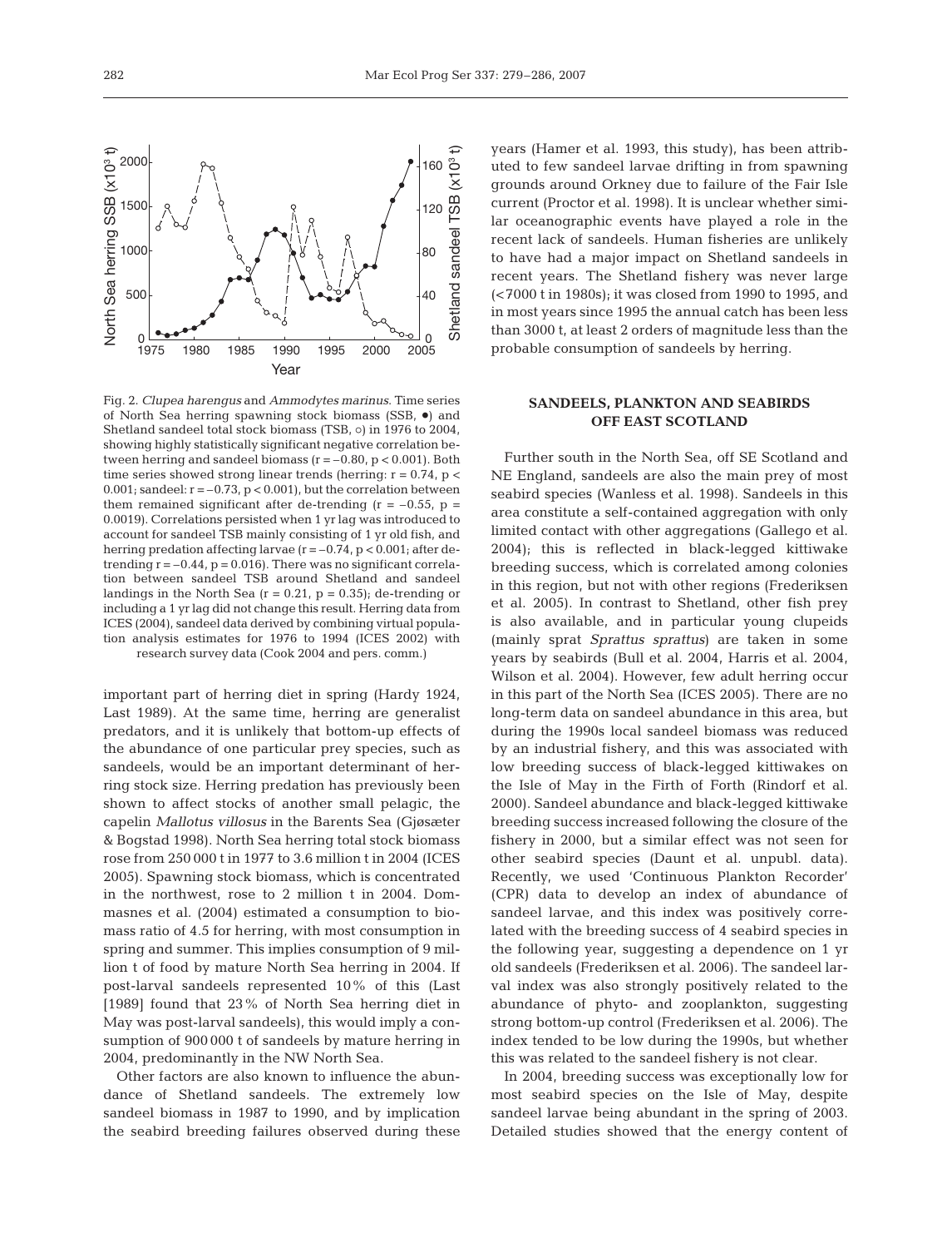Fig. 2. *Clupea harengus* and *Ammodytes marinus*. Time series of North Sea herring spawning stock biomass (SSB, ●) and Shetland sandeel total stock biomass (TSB, ○) in 1976 to 2004, showing highly statistically significant negative correlation between herring and sandeel biomass ($r = -0.80$, $p < 0.001$). Both time series showed strong linear trends (herring: $r = 0.74$, $p < 0.001$; sandeel: $r = -0.73$, $p < 0.001$), but the correlation between them remained significant after de-trending ($r = -0.55$, $p = 0.0019$). Correlations persisted when 1 yr lag was introduced to account for sandeel TSB mainly consisting of 1 yr old fish, and herring predation affecting larvae ($r = -0.74$, $p < 0.001$; after de-trending $r = -0.44$, $p = 0.016$). There was no significant correlation between sandeel TSB around Shetland and sandeel landings in the North Sea ($r = 0.21$, $p = 0.35$); de-trending or including a 1 yr lag did not change this result. Herring data from ICES (2004), sandeel data derived by combining virtual population analysis estimates for 1976 to 1994 (ICES 2002) with research survey data (Cook 2004 and pers. comm.)

important part of herring diet in spring (Hardy 1924, Last 1989). At the same time, herring are generalist predators, and it is unlikely that bottom-up effects of the abundance of one particular prey species, such as sandeels, would be an important determinant of herring stock size. Herring predation has previously been shown to affect stocks of another small pelagic, the capelin *Mallotus villosus* in the Barents Sea (Gjøsæter & Bogstad 1998). North Sea herring total stock biomass rose from 250 000 t in 1977 to 3.6 million t in 2004 (ICES 2005). Spawning stock biomass, which is concentrated in the northwest, rose to 2 million t in 2004. Dommasnes et al. (2004) estimated a consumption to biomass ratio of 4.5 for herring, with most consumption in spring and summer. This implies consumption of 9 million t of food by mature North Sea herring in 2004. If post-larval sandeels represented 10% of this (Last [1989] found that 23% of North Sea herring diet in May was post-larval sandeels), this would imply a consumption of 900 000 t of sandeels by mature herring in 2004, predominantly in the NW North Sea.

Other factors are also known to influence the abundance of Shetland sandeels. The extremely low sandeel biomass in 1987 to 1990, and by implication the seabird breeding failures observed during these years (Hamer et al. 1993, this study), has been attributed to few sandeel larvae drifting in from spawning grounds around Orkney due to failure of the Fair Isle current (Proctor et al. 1998). It is unclear whether similar oceanographic events have played a role in the recent lack of sandeels. Human fisheries are unlikely to have had a major impact on Shetland sandeels in recent years. The Shetland fishery was never large (<7000 t in 1980s); it was closed from 1990 to 1995, and in most years since 1995 the annual catch has been less than 3000 t, at least 2 orders of magnitude less than the probable consumption of sandeels by herring.

## SANDEELS, PLANKTON AND SEABIRDS OFF EAST SCOTLAND

Further south in the North Sea, off SE Scotland and NE England, sandeels are also the main prey of most seabird species (Wanless et al. 1998). Sandeels in this area constitute a self-contained aggregation with only limited contact with other aggregations (Gallego et al. 2004); this is reflected in black-legged kittiwake breeding success, which is correlated among colonies in this region, but not with other regions (Frederiksen et al. 2005). In contrast to Shetland, other fish prey is also available, and in particular young clupeids (mainly sprat *Sprattus sprattus*) are taken in some years by seabirds (Bull et al. 2004, Harris et al. 2004, Wilson et al. 2004). However, few adult herring occur in this part of the North Sea (ICES 2005). There are no long-term data on sandeel abundance in this area, but during the 1990s local sandeel biomass was reduced by an industrial fishery, and this was associated with low breeding success of black-legged kittiwakes on the Isle of May in the Firth of Forth (Rindorf et al. 2000). Sandeel abundance and black-legged kittiwake breeding success increased following the closure of the fishery in 2000, but a similar effect was not seen for other seabird species (Daunt et al. unpubl. data). Recently, we used 'Continuous Plankton Recorder' (CPR) data to develop an index of abundance of sandeel larvae, and this index was positively correlated with the breeding success of 4 seabird species in the following year, suggesting a dependence on 1 yr old sandeels (Frederiksen et al. 2006). The sandeel larval index was also strongly positively related to the abundance of phyto- and zooplankton, suggesting strong bottom-up control (Frederiksen et al. 2006). The index tended to be low during the 1990s, but whether this was related to the sandeel fishery is not clear.

In 2004, breeding success was exceptionally low for most seabird species on the Isle of May, despite sandeel larvae being abundant in the spring of 2003. Detailed studies showed that the energy content of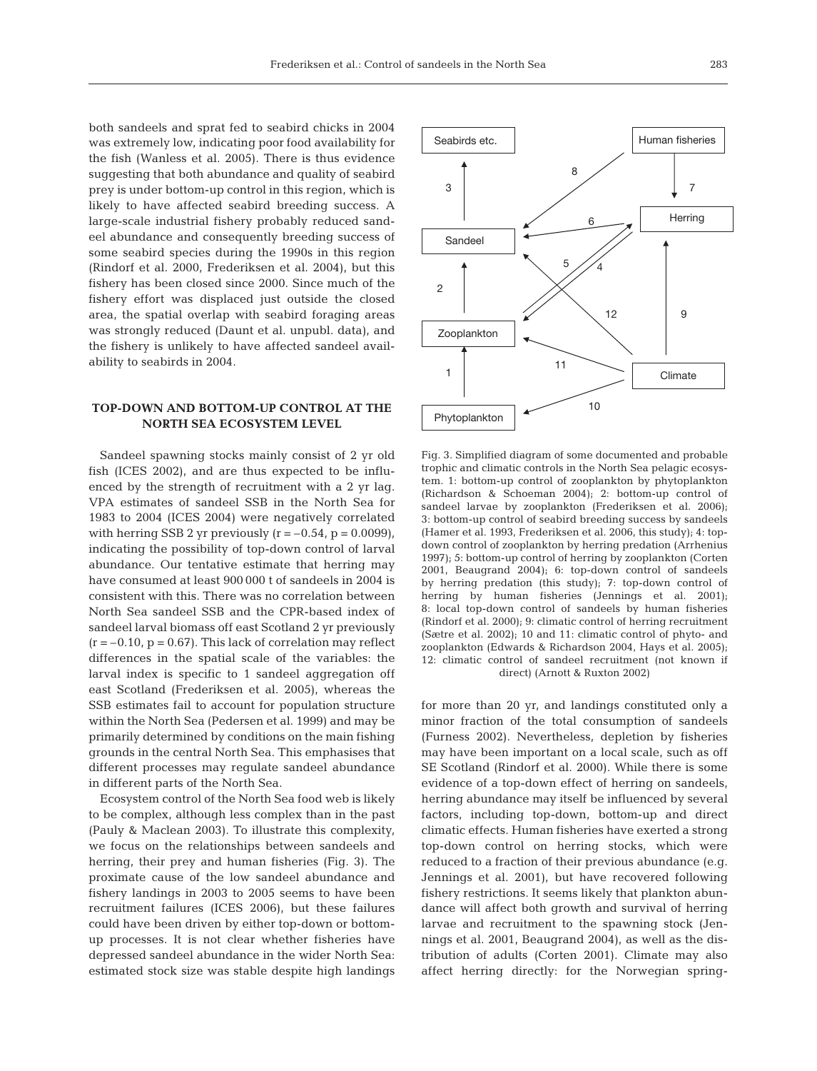both sandeels and sprat fed to seabird chicks in 2004 was extremely low, indicating poor food availability for the fish (Wanless et al. 2005). There is thus evidence suggesting that both abundance and quality of seabird prey is under bottom-up control in this region, which is likely to have affected seabird breeding success. A large-scale industrial fishery probably reduced sandeel abundance and consequently breeding success of some seabird species during the 1990s in this region (Rindorf et al. 2000, Frederiksen et al. 2004), but this fishery has been closed since 2000. Since much of the fishery effort was displaced just outside the closed area, the spatial overlap with seabird foraging areas was strongly reduced (Daunt et al. unpubl. data), and the fishery is unlikely to have affected sandeel availability to seabirds in 2004.

## TOP-DOWN AND BOTTOM-UP CONTROL AT THE NORTH SEA ECOSYSTEM LEVEL

Sandeel spawning stocks mainly consist of 2 yr old fish (ICES 2002), and are thus expected to be influenced by the strength of recruitment with a 2 yr lag. VPA estimates of sandeel SSB in the North Sea for 1983 to 2004 (ICES 2004) were negatively correlated with herring SSB 2 yr previously ($r = -0.54$, $p = 0.0099$), indicating the possibility of top-down control of larval abundance. Our tentative estimate that herring may have consumed at least 900 000 t of sandeels in 2004 is consistent with this. There was no correlation between North Sea sandeel SSB and the CPR-based index of sandeel larval biomass off east Scotland 2 yr previously ($r = -0.10$, $p = 0.67$). This lack of correlation may reflect differences in the spatial scale of the variables: the larval index is specific to 1 sandeel aggregation off east Scotland (Frederiksen et al. 2005), whereas the SSB estimates fail to account for population structure within the North Sea (Pedersen et al. 1999) and may be primarily determined by conditions on the main fishing grounds in the central North Sea. This emphasises that different processes may regulate sandeel abundance in different parts of the North Sea.

Ecosystem control of the North Sea food web is likely to be complex, although less complex than in the past (Pauly & Maclean 2003). To illustrate this complexity, we focus on the relationships between sandeels and herring, their prey and human fisheries (Fig. 3). The proximate cause of the low sandeel abundance and fishery landings in 2003 to 2005 seems to have been recruitment failures (ICES 2006), but these failures could have been driven by either top-down or bottom-up processes. It is not clear whether fisheries have depressed sandeel abundance in the wider North Sea: estimated stock size was stable despite high landings for more than 20 yr, and landings constituted only a minor fraction of the total consumption of sandeels (Furness 2002). Nevertheless, depletion by fisheries may have been important on a local scale, such as off SE Scotland (Rindorf et al. 2000). While there is some evidence of a top-down effect of herring on sandeels, herring abundance may itself be influenced by several factors, including top-down, bottom-up and direct climatic effects. Human fisheries have exerted a strong top-down control on herring stocks, which were reduced to a fraction of their previous abundance (e.g. Jennings et al. 2001), but have recovered following fishery restrictions. It seems likely that plankton abundance will affect both growth and survival of herring larvae and recruitment to the spawning stock (Jennings et al. 2001, Beaugrand 2004), as well as the distribution of adults (Corten 2001). Climate may also affect herring directly: for the Norwegian spring-

Fig. 3. Simplified diagram of some documented and probable trophic and climatic controls in the North Sea pelagic ecosystem. 1: bottom-up control of zooplankton by phytoplankton (Richardson & Schoeman 2004); 2: bottom-up control of sandeel larvae by zooplankton (Frederiksen et al. 2006); 3: bottom-up control of seabird breeding success by sandeels (Hamer et al. 1993, Frederiksen et al. 2006, this study); 4: top-down control of zooplankton by herring predation (Arrhenius 1997); 5: bottom-up control of herring by zooplankton (Corten 2001, Beaugrand 2004); 6: top-down control of sandeels by herring predation (this study); 7: top-down control of herring by human fisheries (Jennings et al. 2001); 8: local top-down control of sandeels by human fisheries (Rindorf et al. 2000); 9: climatic control of herring recruitment (Sætre et al. 2002); 10 and 11: climatic control of phyto- and zooplankton (Edwards & Richardson 2004, Hays et al. 2005); 12: climatic control of sandeel recruitment (not known if direct) (Arnott & Ruxton 2002)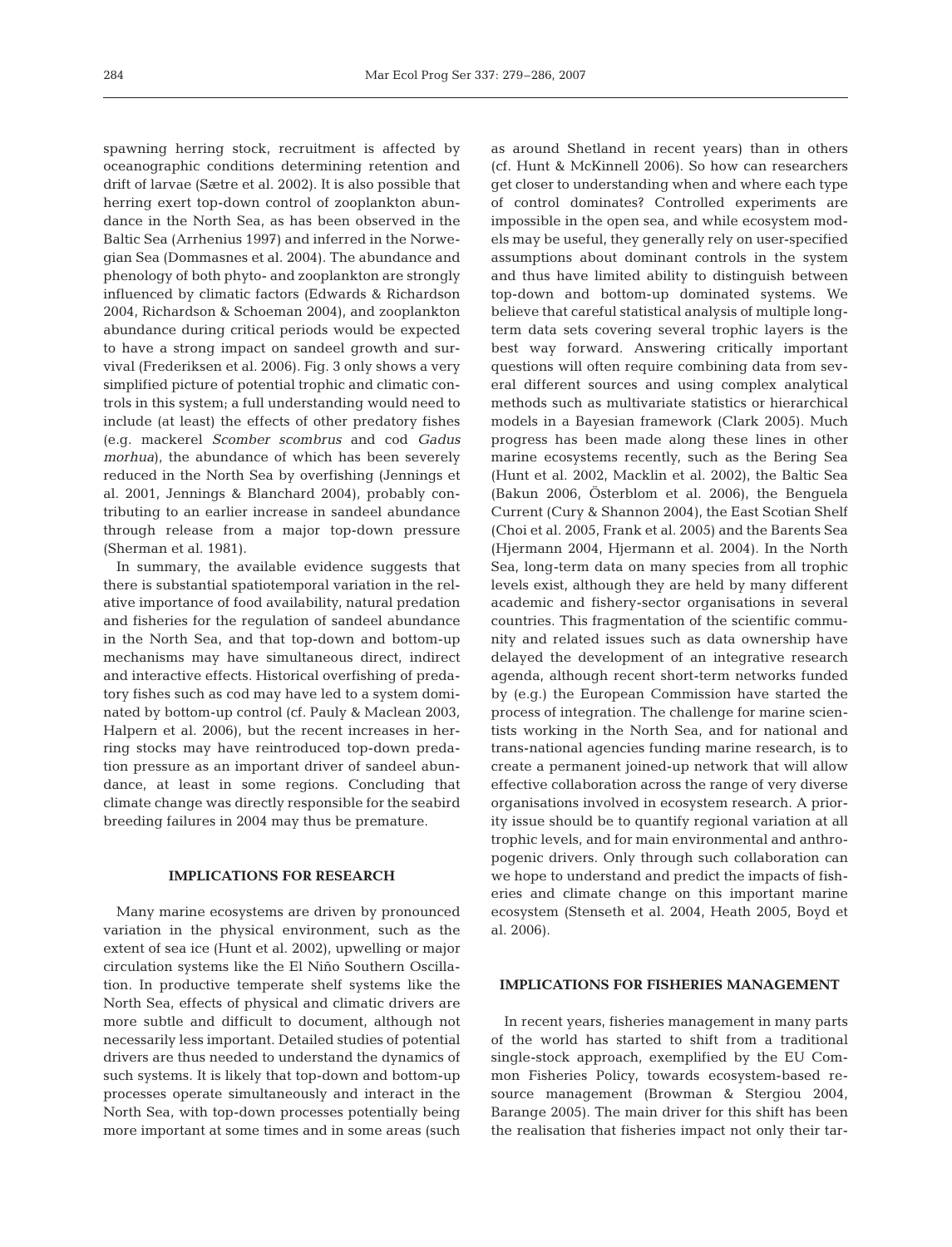spawning herring stock, recruitment is affected by oceanographic conditions determining retention and drift of larvae (Sætre et al. 2002). It is also possible that herring exert top-down control of zooplankton abundance in the North Sea, as has been observed in the Baltic Sea (Arrhenius 1997) and inferred in the Norwegian Sea (Dommasnes et al. 2004). The abundance and phenology of both phyto- and zooplankton are strongly influenced by climatic factors (Edwards & Richardson 2004, Richardson & Schoeman 2004), and zooplankton abundance during critical periods would be expected to have a strong impact on sandeel growth and survival (Frederiksen et al. 2006). Fig. 3 only shows a very simplified picture of potential trophic and climatic controls in this system; a full understanding would need to include (at least) the effects of other predatory fishes (e.g. mackerel *Scomber scombrus* and cod *Gadus morhua*), the abundance of which has been severely reduced in the North Sea by overfishing (Jennings et al. 2001, Jennings & Blanchard 2004), probably contributing to an earlier increase in sandeel abundance through release from a major top-down pressure (Sherman et al. 1981).

In summary, the available evidence suggests that there is substantial spatiotemporal variation in the relative importance of food availability, natural predation and fisheries for the regulation of sandeel abundance in the North Sea, and that top-down and bottom-up mechanisms may have simultaneous direct, indirect and interactive effects. Historical overfishing of predatory fishes such as cod may have led to a system dominated by bottom-up control (cf. Pauly & Maclean 2003, Halpern et al. 2006), but the recent increases in herring stocks may have reintroduced top-down predation pressure as an important driver of sandeel abundance, at least in some regions. Concluding that climate change was directly responsible for the seabird breeding failures in 2004 may thus be premature.

## IMPLICATIONS FOR RESEARCH

Many marine ecosystems are driven by pronounced variation in the physical environment, such as the extent of sea ice (Hunt et al. 2002), upwelling or major circulation systems like the El Niño Southern Oscillation. In productive temperate shelf systems like the North Sea, effects of physical and climatic drivers are more subtle and difficult to document, although not necessarily less important. Detailed studies of potential drivers are thus needed to understand the dynamics of such systems. It is likely that top-down and bottom-up processes operate simultaneously and interact in the North Sea, with top-down processes potentially being more important at some times and in some areas (such as around Shetland in recent years) than in others (cf. Hunt & McKinnell 2006). So how can researchers get closer to understanding when and where each type of control dominates? Controlled experiments are impossible in the open sea, and while ecosystem models may be useful, they generally rely on user-specified assumptions about dominant controls in the system and thus have limited ability to distinguish between top-down and bottom-up dominated systems. We believe that careful statistical analysis of multiple long-term data sets covering several trophic layers is the best way forward. Answering critically important questions will often require combining data from several different sources and using complex analytical methods such as multivariate statistics or hierarchical models in a Bayesian framework (Clark 2005). Much progress has been made along these lines in other marine ecosystems recently, such as the Bering Sea (Hunt et al. 2002, Macklin et al. 2002), the Baltic Sea (Bakun 2006, Österblom et al. 2006), the Benguela Current (Cury & Shannon 2004), the East Scotian Shelf (Choi et al. 2005, Frank et al. 2005) and the Barents Sea (Hjermann 2004, Hjermann et al. 2004). In the North Sea, long-term data on many species from all trophic levels exist, although they are held by many different academic and fishery-sector organisations in several countries. This fragmentation of the scientific community and related issues such as data ownership have delayed the development of an integrative research agenda, although recent short-term networks funded by (e.g.) the European Commission have started the process of integration. The challenge for marine scientists working in the North Sea, and for national and trans-national agencies funding marine research, is to create a permanent joined-up network that will allow effective collaboration across the range of very diverse organisations involved in ecosystem research. A priority issue should be to quantify regional variation at all trophic levels, and for main environmental and anthropogenic drivers. Only through such collaboration can we hope to understand and predict the impacts of fisheries and climate change on this important marine ecosystem (Stenseth et al. 2004, Heath 2005, Boyd et al. 2006).

## IMPLICATIONS FOR FISHERIES MANAGEMENT

In recent years, fisheries management in many parts of the world has started to shift from a traditional single-stock approach, exemplified by the EU Common Fisheries Policy, towards ecosystem-based resource management (Browman & Stergiou 2004, Barange 2005). The main driver for this shift has been the realisation that fisheries impact not only their tar-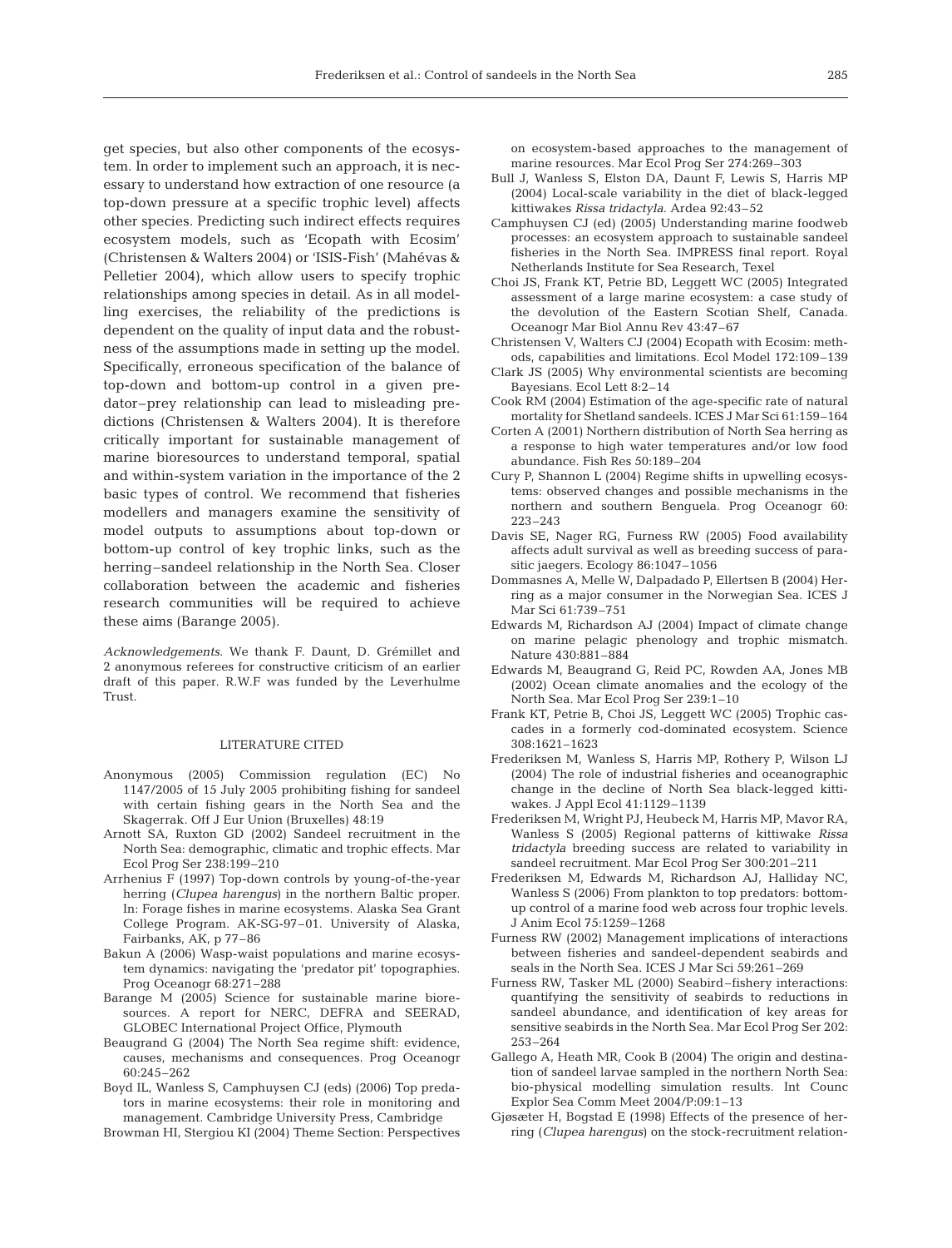get species, but also other components of the ecosystem. In order to implement such an approach, it is necessary to understand how extraction of one resource (a top-down pressure at a specific trophic level) affects other species. Predicting such indirect effects requires ecosystem models, such as 'Ecopath with Ecosim' (Christensen & Walters 2004) or 'ISIS-Fish' (Mahévas & Pelletier 2004), which allow users to specify trophic relationships among species in detail. As in all modelling exercises, the reliability of the predictions is dependent on the quality of input data and the robustness of the assumptions made in setting up the model. Specifically, erroneous specification of the balance of top-down and bottom-up control in a given predator–prey relationship can lead to misleading predictions (Christensen & Walters 2004). It is therefore critically important for sustainable management of marine bioresources to understand temporal, spatial and within-system variation in the importance of the 2 basic types of control. We recommend that fisheries modellers and managers examine the sensitivity of model outputs to assumptions about top-down or bottom-up control of key trophic links, such as the herring–sandeel relationship in the North Sea. Closer collaboration between the academic and fisheries research communities will be required to achieve these aims (Barange 2005).

*Acknowledgements.* We thank F. Daunt, D. Grémillet and 2 anonymous referees for constructive criticism of an earlier draft of this paper. R.W.F was funded by the Leverhulme Trust.

## LITERATURE CITED

- Anonymous (2005) Commission regulation (EC) No 1147/2005 of 15 July 2005 prohibiting fishing for sandeel with certain fishing gears in the North Sea and the Skagerrak. Off J Eur Union (Bruxelles) 48:19
- Arnott SA, Ruxton GD (2002) Sandeel recruitment in the North Sea: demographic, climatic and trophic effects. Mar Ecol Prog Ser 238:199–210
- Arrhenius F (1997) Top-down controls by young-of-the-year herring (*Clupea harengus*) in the northern Baltic proper. In: Forage fishes in marine ecosystems. Alaska Sea Grant College Program. AK-SG-97–01. University of Alaska, Fairbanks, AK, p 77–86
- Bakun A (2006) Wasp-waist populations and marine ecosystem dynamics: navigating the 'predator pit' topographies. Prog Oceanogr 68:271–288
- Barange M (2005) Science for sustainable marine bioresources. A report for NERC, DEFRA and SEERAD, GLOBEC International Project Office, Plymouth
- Beaugrand G (2004) The North Sea regime shift: evidence, causes, mechanisms and consequences. Prog Oceanogr 60:245–262
- Boyd IL, Wanless S, Camphuysen CJ (eds) (2006) Top predators in marine ecosystems: their role in monitoring and management. Cambridge University Press, Cambridge
- Browman HI, Stergiou KI (2004) Theme Section: Perspectives on ecosystem-based approaches to the management of marine resources. Mar Ecol Prog Ser 274:269–303
- Bull J, Wanless S, Elston DA, Daunt F, Lewis S, Harris MP (2004) Local-scale variability in the diet of black-legged kittiwakes *Rissa tridactyla*. Ardea 92:43–52
- Camphuysen CJ (ed) (2005) Understanding marine foodweb processes: an ecosystem approach to sustainable sandeel fisheries in the North Sea. IMPRESS final report. Royal Netherlands Institute for Sea Research, Texel
- Choi JS, Frank KT, Petrie BD, Leggett WC (2005) Integrated assessment of a large marine ecosystem: a case study of the devolution of the Eastern Scotian Shelf, Canada. Oceanogr Mar Biol Annu Rev 43:47–67
- Christensen V, Walters CJ (2004) Ecopath with Ecosim: methods, capabilities and limitations. Ecol Model 172:109–139
- Clark JS (2005) Why environmental scientists are becoming Bayesians. Ecol Lett 8:2–14
- Cook RM (2004) Estimation of the age-specific rate of natural mortality for Shetland sandeels. ICES J Mar Sci 61:159–164
- Corten A (2001) Northern distribution of North Sea herring as a response to high water temperatures and/or low food abundance. Fish Res 50:189–204
- Cury P, Shannon L (2004) Regime shifts in upwelling ecosystems: observed changes and possible mechanisms in the northern and southern Benguela. Prog Oceanogr 60: 223–243
- Davis SE, Nager RG, Furness RW (2005) Food availability affects adult survival as well as breeding success of parasitic jaegers. Ecology 86:1047–1056
- Dommasnes A, Melle W, Dalpadado P, Ellertsen B (2004) Herring as a major consumer in the Norwegian Sea. ICES J Mar Sci 61:739–751
- Edwards M, Richardson AJ (2004) Impact of climate change on marine pelagic phenology and trophic mismatch. Nature 430:881–884
- Edwards M, Beaugrand G, Reid PC, Rowden AA, Jones MB (2002) Ocean climate anomalies and the ecology of the North Sea. Mar Ecol Prog Ser 239:1–10
- Frank KT, Petrie B, Choi JS, Leggett WC (2005) Trophic cascades in a formerly cod-dominated ecosystem. Science 308:1621–1623
- Frederiksen M, Wanless S, Harris MP, Rothery P, Wilson LJ (2004) The role of industrial fisheries and oceanographic change in the decline of North Sea black-legged kittiwakes. J Appl Ecol 41:1129–1139
- Frederiksen M, Wright PJ, Heubeck M, Harris MP, Mavor RA, Wanless S (2005) Regional patterns of kittiwake *Rissa tridactyla* breeding success are related to variability in sandeel recruitment. Mar Ecol Prog Ser 300:201–211
- Frederiksen M, Edwards M, Richardson AJ, Halliday NC, Wanless S (2006) From plankton to top predators: bottom-up control of a marine food web across four trophic levels. J Anim Ecol 75:1259–1268
- Furness RW (2002) Management implications of interactions between fisheries and sandeel-dependent seabirds and seals in the North Sea. ICES J Mar Sci 59:261–269
- Furness RW, Tasker ML (2000) Seabird–fishery interactions: quantifying the sensitivity of seabirds to reductions in sandeel abundance, and identification of key areas for sensitive seabirds in the North Sea. Mar Ecol Prog Ser 202: 253–264
- Gallego A, Heath MR, Cook B (2004) The origin and destination of sandeel larvae sampled in the northern North Sea: bio-physical modelling simulation results. Int Counc Explor Sea Comm Meet 2004/P:09:1–13
- Gjøsæter H, Bogstad E (1998) Effects of the presence of herring (*Clupea harengus*) on the stock-recruitment relation-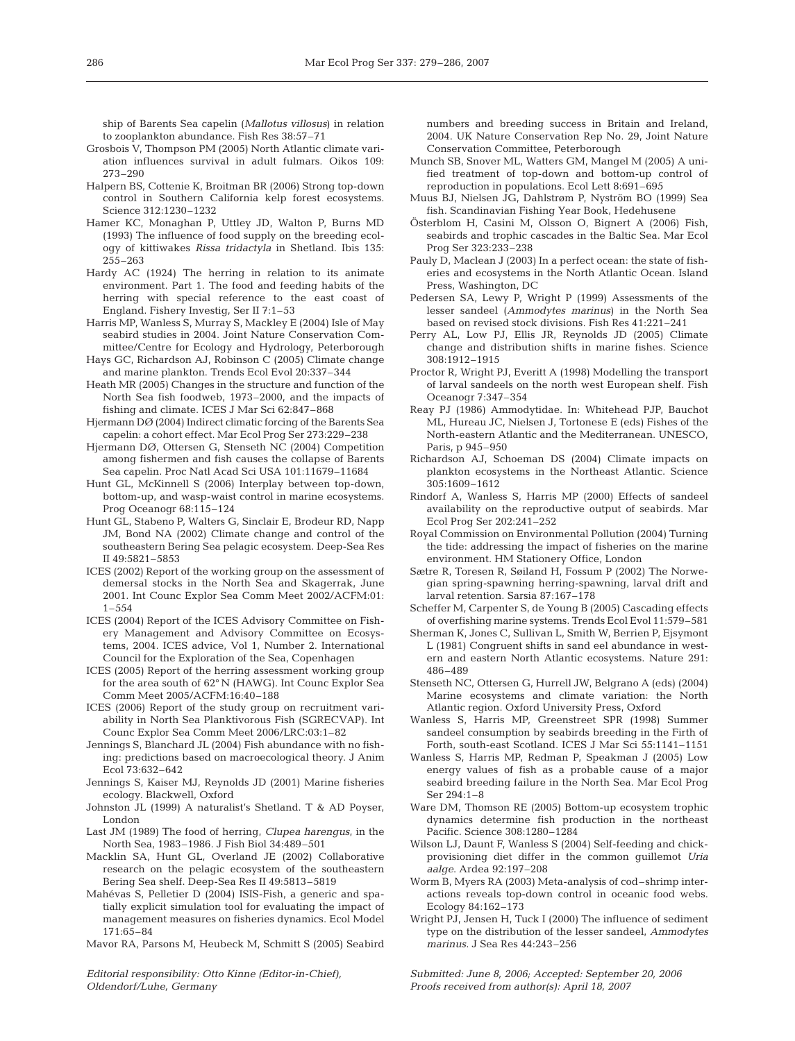ship of Barents Sea capelin (*Mallotus villosus*) in relation to zooplankton abundance. Fish Res 38:57–71

Grosbois V, Thompson PM (2005) North Atlantic climate variation influences survival in adult fulmars. Oikos 109: 273–290

Halpern BS, Cottenie K, Broitman BR (2006) Strong top-down control in Southern California kelp forest ecosystems. Science 312:1230–1232

Hamer KC, Monaghan P, Uttley JD, Walton P, Burns MD (1993) The influence of food supply on the breeding ecology of kittiwakes *Rissa tridactyla* in Shetland. Ibis 135: 255–263

Hardy AC (1924) The herring in relation to its animate environment. Part 1. The food and feeding habits of the herring with special reference to the east coast of England. Fishery Investig, Ser II 7:1–53

Harris MP, Wanless S, Murray S, Mackley E (2004) Isle of May seabird studies in 2004. Joint Nature Conservation Committee/Centre for Ecology and Hydrology, Peterborough

Hays GC, Richardson AJ, Robinson C (2005) Climate change and marine plankton. Trends Ecol Evol 20:337–344

Heath MR (2005) Changes in the structure and function of the North Sea fish foodweb, 1973–2000, and the impacts of fishing and climate. ICES J Mar Sci 62:847–868

Hjermann DØ (2004) Indirect climatic forcing of the Barents Sea capelin: a cohort effect. Mar Ecol Prog Ser 273:229–238

Hjermann DØ, Ottersen G, Stenseth NC (2004) Competition among fishermen and fish causes the collapse of Barents Sea capelin. Proc Natl Acad Sci USA 101:11679–11684

Hunt GL, McKinnell S (2006) Interplay between top-down, bottom-up, and wasp-waist control in marine ecosystems. Prog Oceanogr 68:115–124

Hunt GL, Stabeno P, Walters G, Sinclair E, Brodeur RD, Napp JM, Bond NA (2002) Climate change and control of the southeastern Bering Sea pelagic ecosystem. Deep-Sea Res II 49:5821–5853

ICES (2002) Report of the working group on the assessment of demersal stocks in the North Sea and Skagerrak, June 2001. Int Counc Explor Sea Comm Meet 2002/ACFM:01: 1–554

ICES (2004) Report of the ICES Advisory Committee on Fishery Management and Advisory Committee on Ecosystems, 2004. ICES advice, Vol 1, Number 2. International Council for the Exploration of the Sea, Copenhagen

ICES (2005) Report of the herring assessment working group for the area south of 62° N (HAWG). Int Counc Explor Sea Comm Meet 2005/ACFM:16:40–188

ICES (2006) Report of the study group on recruitment variability in North Sea Planktivorous Fish (SGRECVAP). Int Counc Explor Sea Comm Meet 2006/LRC:03:1–82

Jennings S, Blanchard JL (2004) Fish abundance with no fishing: predictions based on macroecological theory. J Anim Ecol 73:632–642

Jennings S, Kaiser MJ, Reynolds JD (2001) Marine fisheries ecology. Blackwell, Oxford

Johnston JL (1999) A naturalist's Shetland. T & AD Poyser, London

Last JM (1989) The food of herring, *Clupea harengus*, in the North Sea, 1983–1986. J Fish Biol 34:489–501

Macklin SA, Hunt GL, Overland JE (2002) Collaborative research on the pelagic ecosystem of the southeastern Bering Sea shelf. Deep-Sea Res II 49:5813–5819

Mahévas S, Pelletier D (2004) ISIS-Fish, a generic and spatially explicit simulation tool for evaluating the impact of management measures on fisheries dynamics. Ecol Model 171:65–84

Mavor RA, Parsons M, Heubeck M, Schmitt S (2005) Seabird numbers and breeding success in Britain and Ireland, 2004. UK Nature Conservation Rep No. 29, Joint Nature Conservation Committee, Peterborough

Munch SB, Snover ML, Watters GM, Mangel M (2005) A unified treatment of top-down and bottom-up control of reproduction in populations. Ecol Lett 8:691–695

Muus BJ, Nielsen JG, Dahlstrøm P, Nyström BO (1999) Sea fish. Scandinavian Fishing Year Book, Hedehusene

Österblom H, Casini M, Olsson O, Bignert A (2006) Fish, seabirds and trophic cascades in the Baltic Sea. Mar Ecol Prog Ser 323:233–238

Pauly D, Maclean J (2003) In a perfect ocean: the state of fisheries and ecosystems in the North Atlantic Ocean. Island Press, Washington, DC

Pedersen SA, Lewy P, Wright P (1999) Assessments of the lesser sandeel (*Ammodytes marinus*) in the North Sea based on revised stock divisions. Fish Res 41:221–241

Perry AL, Low PJ, Ellis JR, Reynolds JD (2005) Climate change and distribution shifts in marine fishes. Science 308:1912–1915

Proctor R, Wright PJ, Everitt A (1998) Modelling the transport of larval sandeels on the north west European shelf. Fish Oceanogr 7:347–354

Reay PJ (1986) Ammodytidae. In: Whitehead PJP, Bauchot ML, Hureau JC, Nielsen J, Tortonese E (eds) Fishes of the North-eastern Atlantic and the Mediterranean. UNESCO, Paris, p 945–950

Richardson AJ, Schoeman DS (2004) Climate impacts on plankton ecosystems in the Northeast Atlantic. Science 305:1609–1612

Rindorf A, Wanless S, Harris MP (2000) Effects of sandeel availability on the reproductive output of seabirds. Mar Ecol Prog Ser 202:241–252

Royal Commission on Environmental Pollution (2004) Turning the tide: addressing the impact of fisheries on the marine environment. HM Stationery Office, London

Sætre R, Toresen R, Søiland H, Fossum P (2002) The Norwegian spring-spawning herring-spawning, larval drift and larval retention. Sarsia 87:167–178

Scheffer M, Carpenter S, de Young B (2005) Cascading effects of overfishing marine systems. Trends Ecol Evol 11:579–581

Sherman K, Jones C, Sullivan L, Smith W, Berrien P, Ejsymont L (1981) Congruent shifts in sand eel abundance in western and eastern North Atlantic ecosystems. Nature 291: 486–489

Stenseth NC, Ottersen G, Hurrell JW, Belgrano A (eds) (2004) Marine ecosystems and climate variation: the North Atlantic region. Oxford University Press, Oxford

Wanless S, Harris MP, Greenstreet SPR (1998) Summer sandeel consumption by seabirds breeding in the Firth of Forth, south-east Scotland. ICES J Mar Sci 55:1141–1151

Wanless S, Harris MP, Redman P, Speakman J (2005) Low energy values of fish as a probable cause of a major seabird breeding failure in the North Sea. Mar Ecol Prog Ser 294:1–8

Ware DM, Thomson RE (2005) Bottom-up ecosystem trophic dynamics determine fish production in the northeast Pacific. Science 308:1280–1284

Wilson LJ, Daunt F, Wanless S (2004) Self-feeding and chick-provisioning diet differ in the common guillemot *Uria aalge*. Ardea 92:197–208

Worm B, Myers RA (2003) Meta-analysis of cod–shrimp interactions reveals top-down control in oceanic food webs. Ecology 84:162–173

Wright PJ, Jensen H, Tuck I (2000) The influence of sediment type on the distribution of the lesser sandeel, *Ammodytes marinus*. J Sea Res 44:243–256

*Editorial responsibility: Otto Kinne (Editor-in-Chief), Oldendorf/Luhe, Germany*

*Submitted: June 8, 2006; Accepted: September 20, 2006*
*Proofs received from author(s): April 18, 2007*